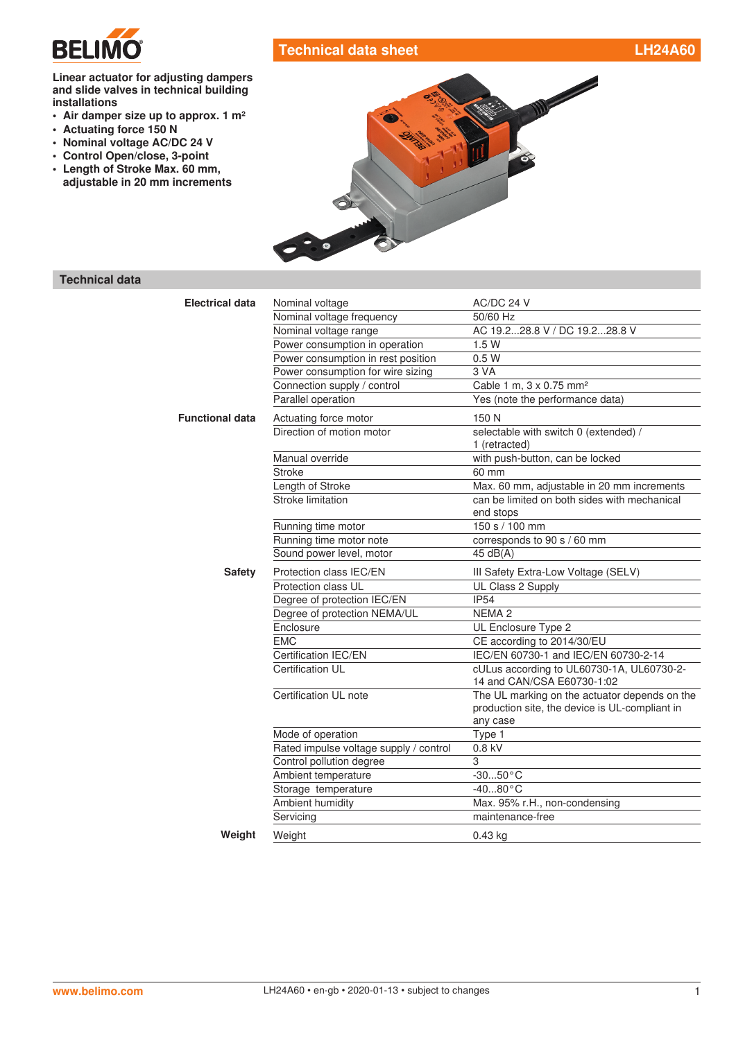# Technical data sheet LH24A60

**Linear actuator for adjusting dampers and slide valves in technical building installations**

- **Air damper size up to approx. 1 m²**
- **Actuating force 150 N**
- **Nominal voltage AC/DC 24 V**
- **Control Open/close, 3-point**
- **Length of Stroke Max. 60 mm, adjustable in 20 mm increments**

## Technical data

| | | |
|---|---|---|
| **Electrical data** | Nominal voltage | AC/DC 24 V |
| | Nominal voltage frequency | 50/60 Hz |
| | Nominal voltage range | AC 19.2...28.8 V / DC 19.2...28.8 V |
| | Power consumption in operation | 1.5 W |
| | Power consumption in rest position | 0.5 W |
| | Power consumption for wire sizing | 3 VA |
| | Connection supply / control | Cable 1 m, 3 x 0.75 mm² |
| | Parallel operation | Yes (note the performance data) |
| **Functional data** | Actuating force motor | 150 N |
| | Direction of motion motor | selectable with switch 0 (extended) / 1 (retracted) |
| | Manual override | with push-button, can be locked |
| | Stroke | 60 mm |
| | Length of Stroke | Max. 60 mm, adjustable in 20 mm increments |
| | Stroke limitation | can be limited on both sides with mechanical end stops |
| | Running time motor | 150 s / 100 mm |
| | Running time motor note | corresponds to 90 s / 60 mm |
| | Sound power level, motor | 45 dB(A) |
| **Safety** | Protection class IEC/EN | III Safety Extra-Low Voltage (SELV) |
| | Protection class UL | UL Class 2 Supply |
| | Degree of protection IEC/EN | IP54 |
| | Degree of protection NEMA/UL | NEMA 2 |
| | Enclosure | UL Enclosure Type 2 |
| | EMC | CE according to 2014/30/EU |
| | Certification IEC/EN | IEC/EN 60730-1 and IEC/EN 60730-2-14 |
| | Certification UL | cULus according to UL60730-1A, UL60730-2-14 and CAN/CSA E60730-1:02 |
| | Certification UL note | The UL marking on the actuator depends on the production site, the device is UL-compliant in any case |
| | Mode of operation | Type 1 |
| | Rated impulse voltage supply / control | 0.8 kV |
| | Control pollution degree | 3 |
| | Ambient temperature | -30...50°C |
| | Storage temperature | -40...80°C |
| | Ambient humidity | Max. 95% r.H., non-condensing |
| | Servicing | maintenance-free |
| **Weight** | Weight | 0.43 kg |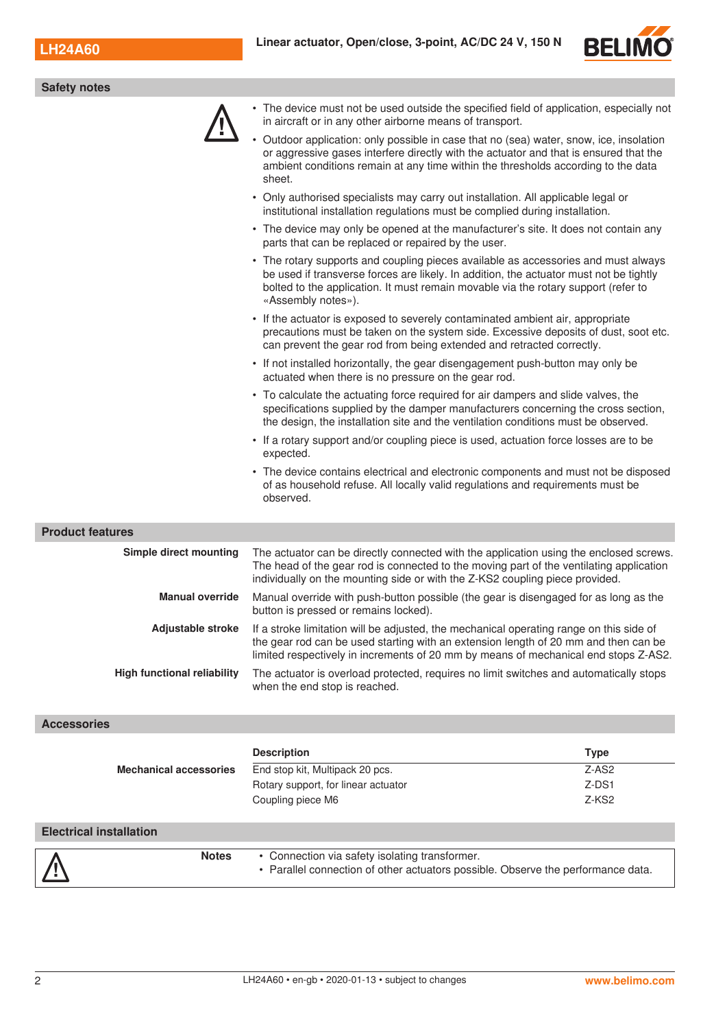## Safety notes

- The device must not be used outside the specified field of application, especially not in aircraft or in any other airborne means of transport.
- Outdoor application: only possible in case that no (sea) water, snow, ice, insolation or aggressive gases interfere directly with the actuator and that is ensured that the ambient conditions remain at any time within the thresholds according to the data sheet.
- Only authorised specialists may carry out installation. All applicable legal or institutional installation regulations must be complied during installation.
- The device may only be opened at the manufacturer's site. It does not contain any parts that can be replaced or repaired by the user.
- The rotary supports and coupling pieces available as accessories and must always be used if transverse forces are likely. In addition, the actuator must not be tightly bolted to the application. It must remain movable via the rotary support (refer to «Assembly notes»).
- If the actuator is exposed to severely contaminated ambient air, appropriate precautions must be taken on the system side. Excessive deposits of dust, soot etc. can prevent the gear rod from being extended and retracted correctly.
- If not installed horizontally, the gear disengagement push-button may only be actuated when there is no pressure on the gear rod.
- To calculate the actuating force required for air dampers and slide valves, the specifications supplied by the damper manufacturers concerning the cross section, the design, the installation site and the ventilation conditions must be observed.
- If a rotary support and/or coupling piece is used, actuation force losses are to be expected.
- The device contains electrical and electronic components and must not be disposed of as household refuse. All locally valid regulations and requirements must be observed.

## Product features

**Simple direct mounting**
The actuator can be directly connected with the application using the enclosed screws. The head of the gear rod is connected to the moving part of the ventilating application individually on the mounting side or with the Z-KS2 coupling piece provided.

**Manual override**
Manual override with push-button possible (the gear is disengaged for as long as the button is pressed or remains locked).

**Adjustable stroke**
If a stroke limitation will be adjusted, the mechanical operating range on this side of the gear rod can be used starting with an extension length of 20 mm and then can be limited respectively in increments of 20 mm by means of mechanical end stops Z-AS2.

**High functional reliability**
The actuator is overload protected, requires no limit switches and automatically stops when the end stop is reached.

## Accessories

| | Description | Type |
|---|---|---|
| **Mechanical accessories** | End stop kit, Multipack 20 pcs. | Z-AS2 |
| | Rotary support, for linear actuator | Z-DS1 |
| | Coupling piece M6 | Z-KS2 |

## Electrical installation

**Notes**

- Connection via safety isolating transformer.
- Parallel connection of other actuators possible. Observe the performance data.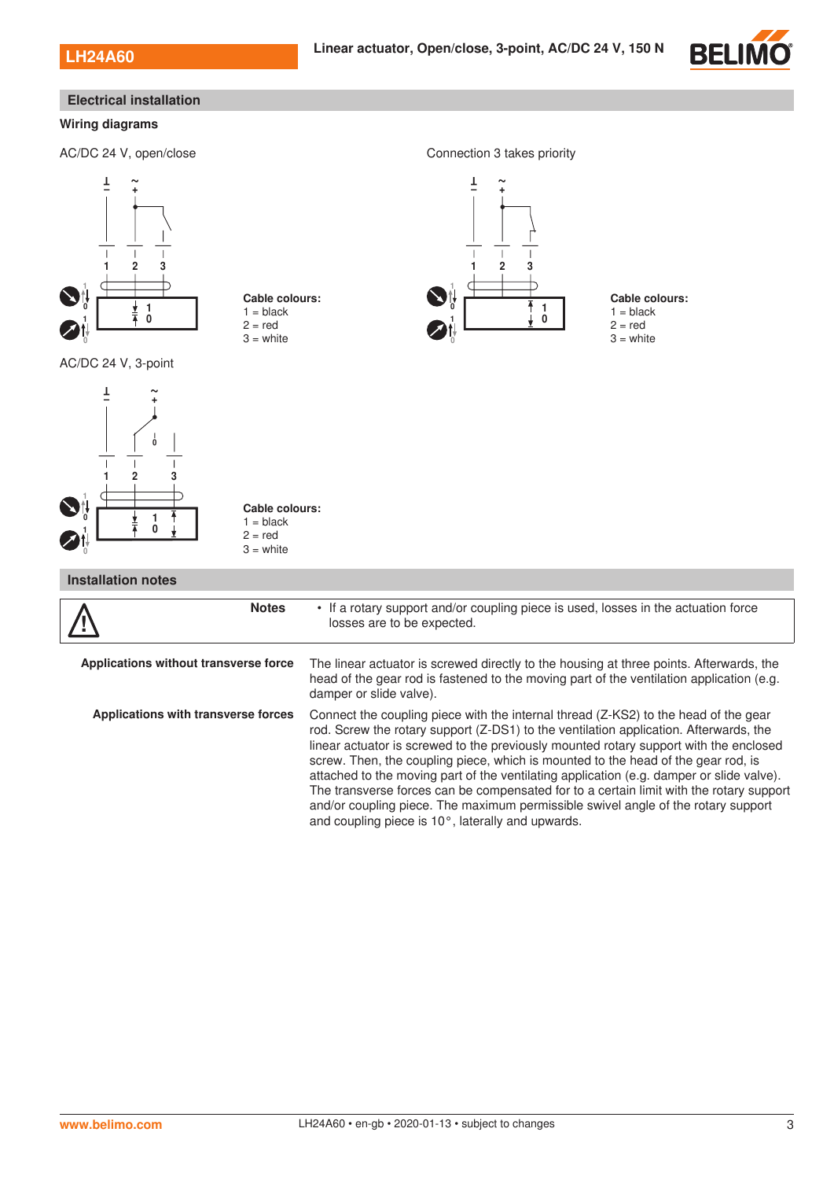## Electrical installation

### Wiring diagrams

AC/DC 24 V, open/close

**Cable colours:**
1 = black
2 = red
3 = white

Connection 3 takes priority

**Cable colours:**
1 = black
2 = red
3 = white

AC/DC 24 V, 3-point

**Cable colours:**
1 = black
2 = red
3 = white

## Installation notes

| | **Notes** | • If a rotary support and/or coupling piece is used, losses in the actuation force losses are to be expected. |
|---|---|---|

**Applications without transverse force**

The linear actuator is screwed directly to the housing at three points. Afterwards, the head of the gear rod is fastened to the moving part of the ventilation application (e.g. damper or slide valve).

**Applications with transverse forces**

Connect the coupling piece with the internal thread (Z-KS2) to the head of the gear rod. Screw the rotary support (Z-DS1) to the ventilation application. Afterwards, the linear actuator is screwed to the previously mounted rotary support with the enclosed screw. Then, the coupling piece, which is mounted to the head of the gear rod, is attached to the moving part of the ventilating application (e.g. damper or slide valve). The transverse forces can be compensated for to a certain limit with the rotary support and/or coupling piece. The maximum permissible swivel angle of the rotary support and coupling piece is 10°, laterally and upwards.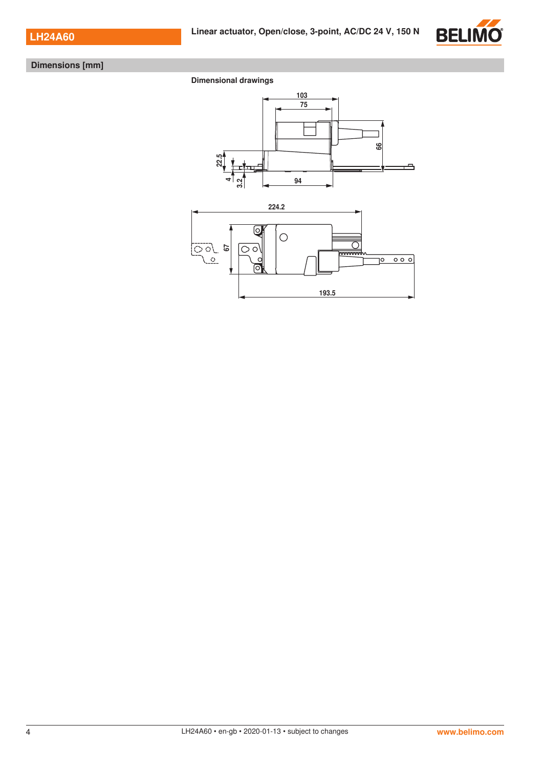## Dimensions [mm]

### Dimensional drawings

103

75

66

22.5

4

3.2

94

224.2

67

193.5